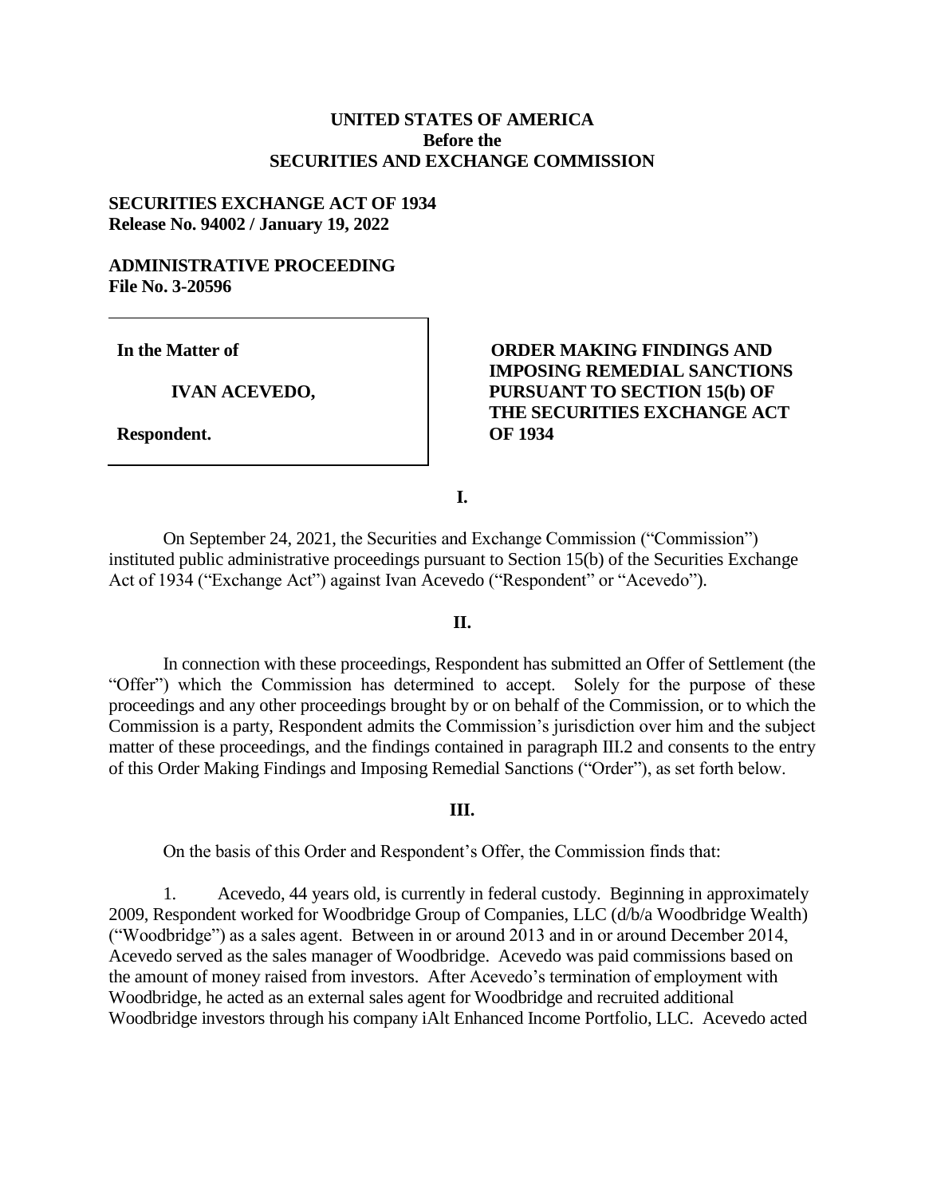**UNITED STATES OF AMERICA**
**Before the**
**SECURITIES AND EXCHANGE COMMISSION**

**SECURITIES EXCHANGE ACT OF 1934**
**Release No. 94002 / January 19, 2022**

**ADMINISTRATIVE PROCEEDING**
**File No. 3-20596**

| | |
|---|---|
| **In the Matter of**<br><br>**IVAN ACEVEDO,**<br><br>**Respondent.** | **ORDER MAKING FINDINGS AND IMPOSING REMEDIAL SANCTIONS PURSUANT TO SECTION 15(b) OF THE SECURITIES EXCHANGE ACT OF 1934** |

**I.**

On September 24, 2021, the Securities and Exchange Commission ("Commission") instituted public administrative proceedings pursuant to Section 15(b) of the Securities Exchange Act of 1934 ("Exchange Act") against Ivan Acevedo ("Respondent" or "Acevedo").

**II.**

In connection with these proceedings, Respondent has submitted an Offer of Settlement (the "Offer") which the Commission has determined to accept. Solely for the purpose of these proceedings and any other proceedings brought by or on behalf of the Commission, or to which the Commission is a party, Respondent admits the Commission's jurisdiction over him and the subject matter of these proceedings, and the findings contained in paragraph III.2 and consents to the entry of this Order Making Findings and Imposing Remedial Sanctions ("Order"), as set forth below.

**III.**

On the basis of this Order and Respondent's Offer, the Commission finds that:

1. Acevedo, 44 years old, is currently in federal custody. Beginning in approximately 2009, Respondent worked for Woodbridge Group of Companies, LLC (d/b/a Woodbridge Wealth) ("Woodbridge") as a sales agent. Between in or around 2013 and in or around December 2014, Acevedo served as the sales manager of Woodbridge. Acevedo was paid commissions based on the amount of money raised from investors. After Acevedo's termination of employment with Woodbridge, he acted as an external sales agent for Woodbridge and recruited additional Woodbridge investors through his company iAlt Enhanced Income Portfolio, LLC. Acevedo acted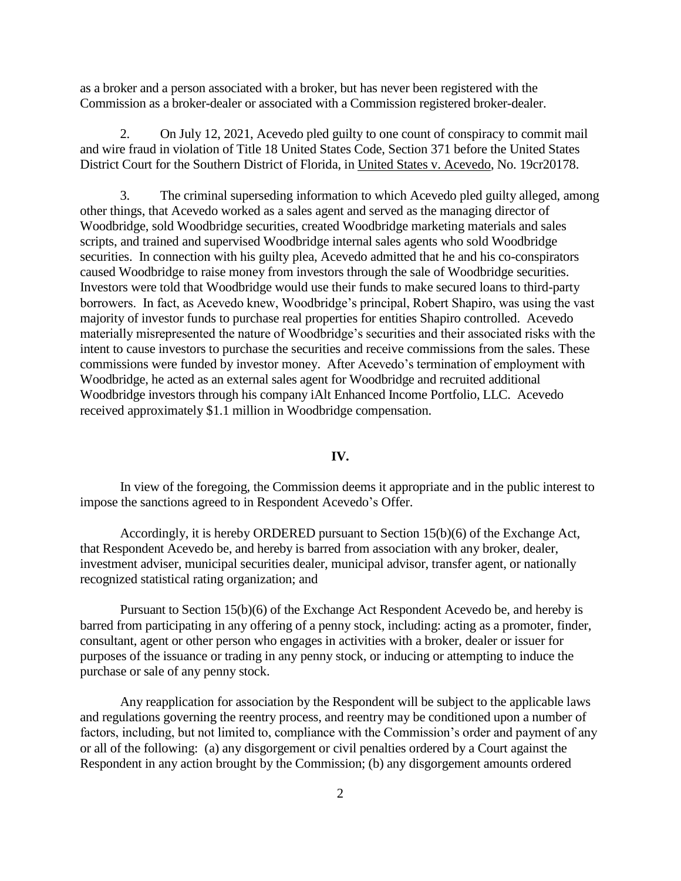as a broker and a person associated with a broker, but has never been registered with the Commission as a broker-dealer or associated with a Commission registered broker-dealer.

2. On July 12, 2021, Acevedo pled guilty to one count of conspiracy to commit mail and wire fraud in violation of Title 18 United States Code, Section 371 before the United States District Court for the Southern District of Florida, in United States v. Acevedo, No. 19cr20178.

3. The criminal superseding information to which Acevedo pled guilty alleged, among other things, that Acevedo worked as a sales agent and served as the managing director of Woodbridge, sold Woodbridge securities, created Woodbridge marketing materials and sales scripts, and trained and supervised Woodbridge internal sales agents who sold Woodbridge securities. In connection with his guilty plea, Acevedo admitted that he and his co-conspirators caused Woodbridge to raise money from investors through the sale of Woodbridge securities. Investors were told that Woodbridge would use their funds to make secured loans to third-party borrowers. In fact, as Acevedo knew, Woodbridge's principal, Robert Shapiro, was using the vast majority of investor funds to purchase real properties for entities Shapiro controlled. Acevedo materially misrepresented the nature of Woodbridge's securities and their associated risks with the intent to cause investors to purchase the securities and receive commissions from the sales. These commissions were funded by investor money. After Acevedo's termination of employment with Woodbridge, he acted as an external sales agent for Woodbridge and recruited additional Woodbridge investors through his company iAlt Enhanced Income Portfolio, LLC. Acevedo received approximately $1.1 million in Woodbridge compensation.

## IV.

In view of the foregoing, the Commission deems it appropriate and in the public interest to impose the sanctions agreed to in Respondent Acevedo's Offer.

Accordingly, it is hereby ORDERED pursuant to Section 15(b)(6) of the Exchange Act, that Respondent Acevedo be, and hereby is barred from association with any broker, dealer, investment adviser, municipal securities dealer, municipal advisor, transfer agent, or nationally recognized statistical rating organization; and

Pursuant to Section 15(b)(6) of the Exchange Act Respondent Acevedo be, and hereby is barred from participating in any offering of a penny stock, including: acting as a promoter, finder, consultant, agent or other person who engages in activities with a broker, dealer or issuer for purposes of the issuance or trading in any penny stock, or inducing or attempting to induce the purchase or sale of any penny stock.

Any reapplication for association by the Respondent will be subject to the applicable laws and regulations governing the reentry process, and reentry may be conditioned upon a number of factors, including, but not limited to, compliance with the Commission's order and payment of any or all of the following: (a) any disgorgement or civil penalties ordered by a Court against the Respondent in any action brought by the Commission; (b) any disgorgement amounts ordered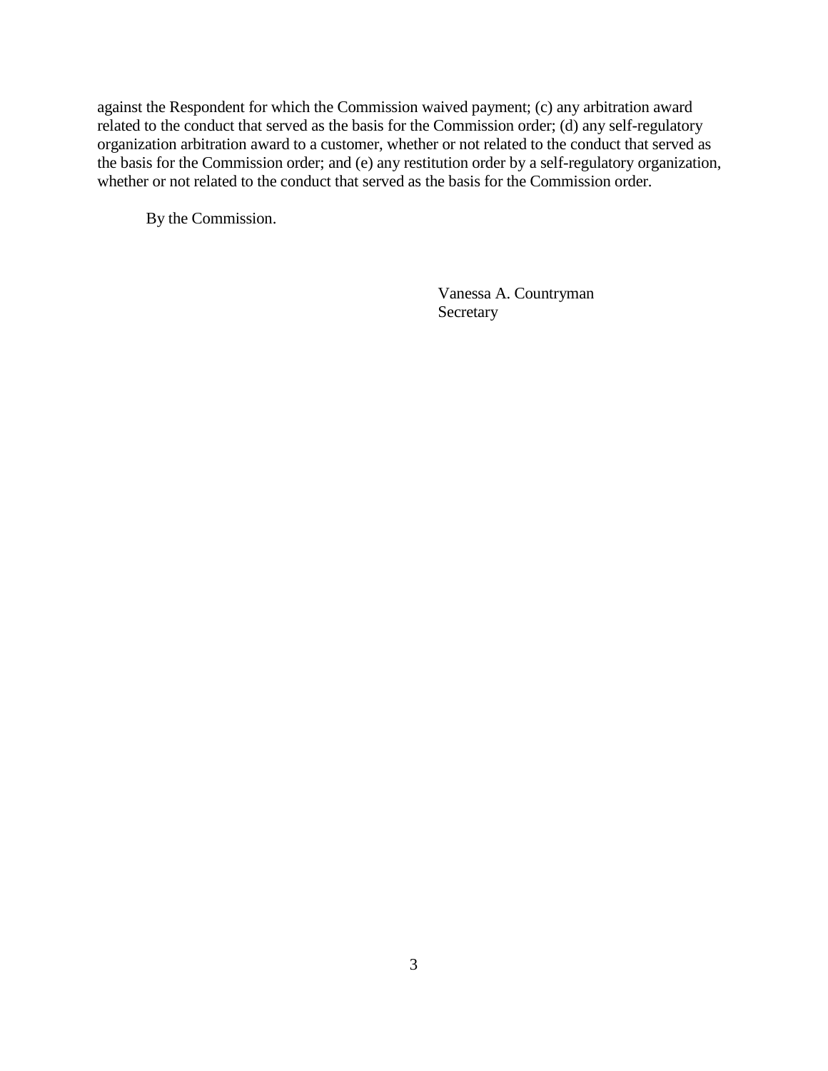against the Respondent for which the Commission waived payment; (c) any arbitration award related to the conduct that served as the basis for the Commission order; (d) any self-regulatory organization arbitration award to a customer, whether or not related to the conduct that served as the basis for the Commission order; and (e) any restitution order by a self-regulatory organization, whether or not related to the conduct that served as the basis for the Commission order.

By the Commission.

Vanessa A. Countryman
Secretary